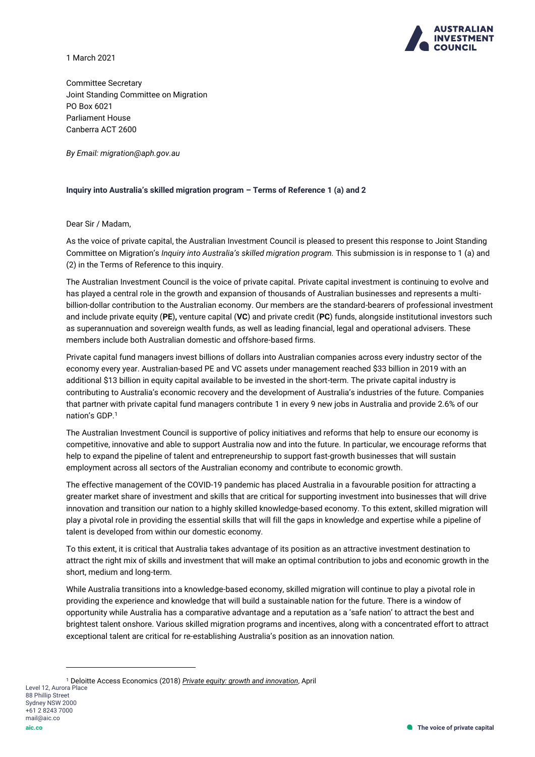1 March 2021

Committee Secretary
Joint Standing Committee on Migration
PO Box 6021
Parliament House
Canberra ACT 2600

*By Email: migration@aph.gov.au*

**Inquiry into Australia's skilled migration program – Terms of Reference 1 (a) and 2**

Dear Sir / Madam,

As the voice of private capital, the Australian Investment Council is pleased to present this response to Joint Standing Committee on Migration's *Inquiry into Australia's skilled migration program.* This submission is in response to 1 (a) and (2) in the Terms of Reference to this inquiry.

The Australian Investment Council is the voice of private capital. Private capital investment is continuing to evolve and has played a central role in the growth and expansion of thousands of Australian businesses and represents a multi-billion-dollar contribution to the Australian economy. Our members are the standard-bearers of professional investment and include private equity (**PE**), venture capital (**VC**) and private credit (**PC**) funds, alongside institutional investors such as superannuation and sovereign wealth funds, as well as leading financial, legal and operational advisers. These members include both Australian domestic and offshore-based firms.

Private capital fund managers invest billions of dollars into Australian companies across every industry sector of the economy every year. Australian-based PE and VC assets under management reached $33 billion in 2019 with an additional $13 billion in equity capital available to be invested in the short-term. The private capital industry is contributing to Australia's economic recovery and the development of Australia's industries of the future. Companies that partner with private capital fund managers contribute 1 in every 9 new jobs in Australia and provide 2.6% of our nation's GDP.[1]

The Australian Investment Council is supportive of policy initiatives and reforms that help to ensure our economy is competitive, innovative and able to support Australia now and into the future. In particular, we encourage reforms that help to expand the pipeline of talent and entrepreneurship to support fast-growth businesses that will sustain employment across all sectors of the Australian economy and contribute to economic growth.

The effective management of the COVID-19 pandemic has placed Australia in a favourable position for attracting a greater market share of investment and skills that are critical for supporting investment into businesses that will drive innovation and transition our nation to a highly skilled knowledge-based economy. To this extent, skilled migration will play a pivotal role in providing the essential skills that will fill the gaps in knowledge and expertise while a pipeline of talent is developed from within our domestic economy.

To this extent, it is critical that Australia takes advantage of its position as an attractive investment destination to attract the right mix of skills and investment that will make an optimal contribution to jobs and economic growth in the short, medium and long-term.

While Australia transitions into a knowledge-based economy, skilled migration will continue to play a pivotal role in providing the experience and knowledge that will build a sustainable nation for the future. There is a window of opportunity while Australia has a comparative advantage and a reputation as a 'safe nation' to attract the best and brightest talent onshore. Various skilled migration programs and incentives, along with a concentrated effort to attract exceptional talent are critical for re-establishing Australia's position as an innovation nation.

[1] Deloitte Access Economics (2018) *Private equity: growth and innovation*, April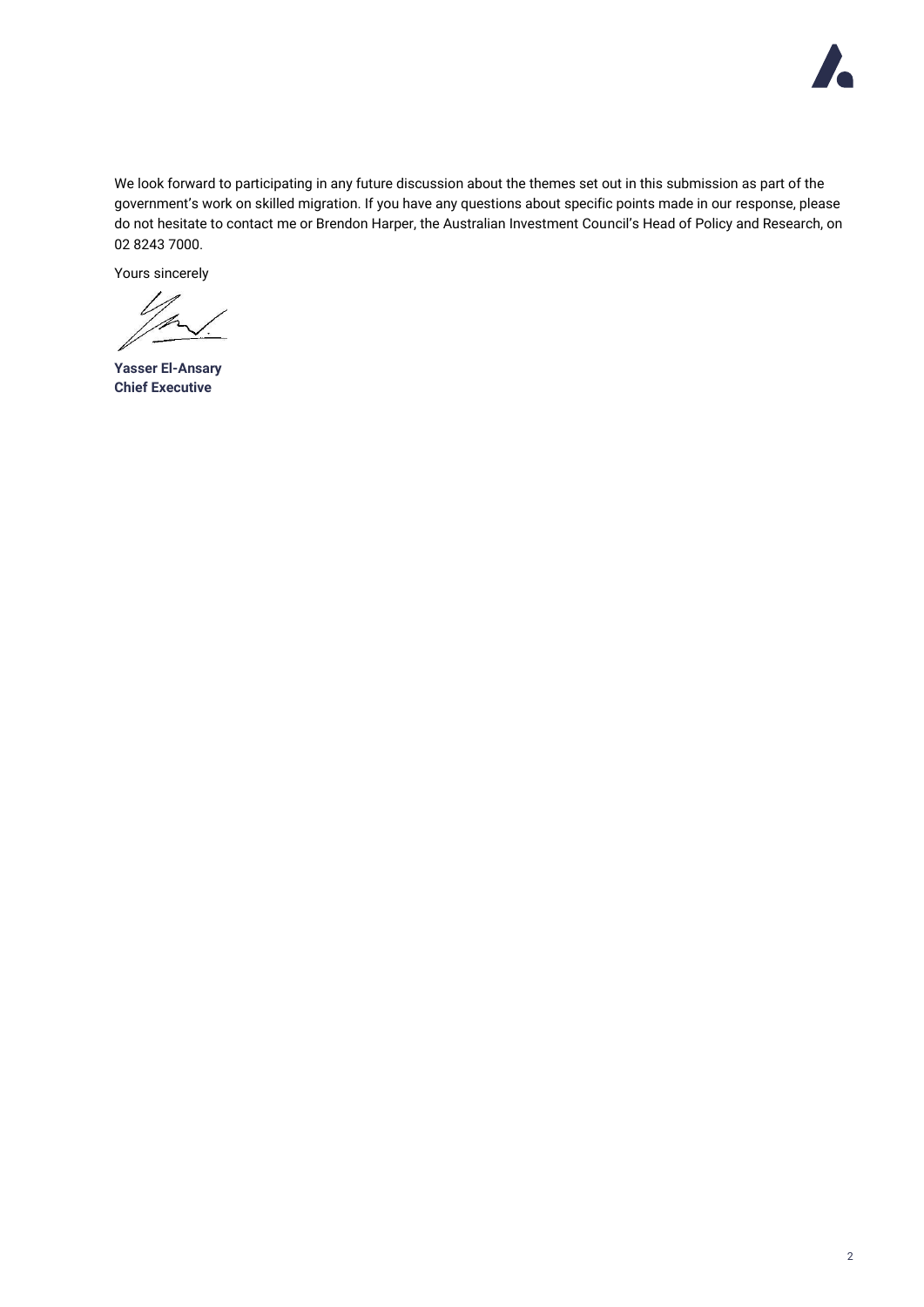We look forward to participating in any future discussion about the themes set out in this submission as part of the government's work on skilled migration. If you have any questions about specific points made in our response, please do not hesitate to contact me or Brendon Harper, the Australian Investment Council's Head of Policy and Research, on 02 8243 7000.

Yours sincerely

**Yasser El-Ansary**
**Chief Executive**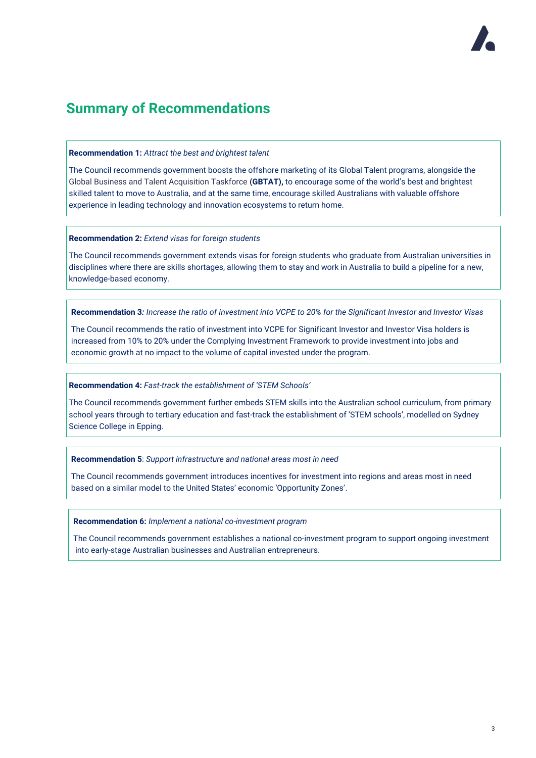## Summary of Recommendations

**Recommendation 1:** *Attract the best and brightest talent*

The Council recommends government boosts the offshore marketing of its Global Talent programs, alongside the Global Business and Talent Acquisition Taskforce **(GBTAT),** to encourage some of the world's best and brightest skilled talent to move to Australia, and at the same time, encourage skilled Australians with valuable offshore experience in leading technology and innovation ecosystems to return home.

**Recommendation 2:** *Extend visas for foreign students*

The Council recommends government extends visas for foreign students who graduate from Australian universities in disciplines where there are skills shortages, allowing them to stay and work in Australia to build a pipeline for a new, knowledge-based economy.

**Recommendation 3***: Increase the ratio of investment into VCPE to 20% for the Significant Investor and Investor Visas*

The Council recommends the ratio of investment into VCPE for Significant Investor and Investor Visa holders is increased from 10% to 20% under the Complying Investment Framework to provide investment into jobs and economic growth at no impact to the volume of capital invested under the program.

**Recommendation 4:** *Fast-track the establishment of 'STEM Schools'*

The Council recommends government further embeds STEM skills into the Australian school curriculum, from primary school years through to tertiary education and fast-track the establishment of 'STEM schools', modelled on Sydney Science College in Epping.

**Recommendation 5**: *Support infrastructure and national areas most in need*

The Council recommends government introduces incentives for investment into regions and areas most in need based on a similar model to the United States' economic 'Opportunity Zones'.

**Recommendation 6:** *Implement a national co-investment program*

The Council recommends government establishes a national co-investment program to support ongoing investment into early-stage Australian businesses and Australian entrepreneurs.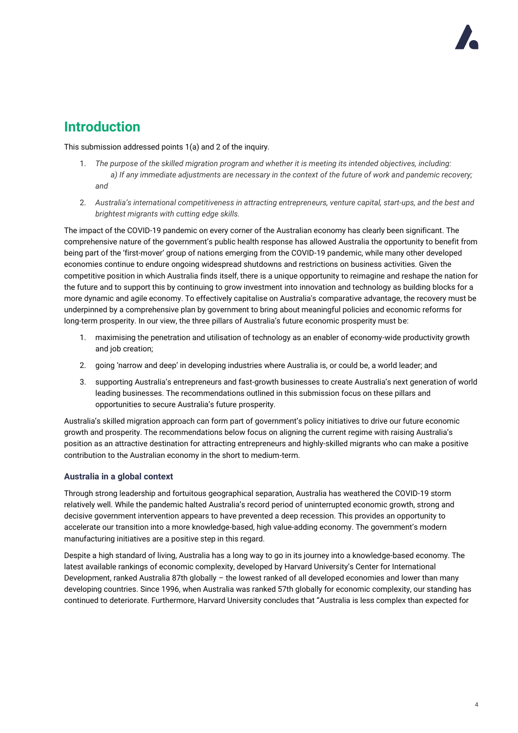## Introduction

This submission addressed points 1(a) and 2 of the inquiry.

1. *The purpose of the skilled migration program and whether it is meeting its intended objectives, including:*
   *a) If any immediate adjustments are necessary in the context of the future of work and pandemic recovery; and*
2. *Australia's international competitiveness in attracting entrepreneurs, venture capital, start-ups, and the best and brightest migrants with cutting edge skills.*

The impact of the COVID-19 pandemic on every corner of the Australian economy has clearly been significant. The comprehensive nature of the government's public health response has allowed Australia the opportunity to benefit from being part of the 'first-mover' group of nations emerging from the COVID-19 pandemic, while many other developed economies continue to endure ongoing widespread shutdowns and restrictions on business activities. Given the competitive position in which Australia finds itself, there is a unique opportunity to reimagine and reshape the nation for the future and to support this by continuing to grow investment into innovation and technology as building blocks for a more dynamic and agile economy. To effectively capitalise on Australia's comparative advantage, the recovery must be underpinned by a comprehensive plan by government to bring about meaningful policies and economic reforms for long-term prosperity. In our view, the three pillars of Australia's future economic prosperity must be:

1. maximising the penetration and utilisation of technology as an enabler of economy-wide productivity growth and job creation;
2. going 'narrow and deep' in developing industries where Australia is, or could be, a world leader; and
3. supporting Australia's entrepreneurs and fast-growth businesses to create Australia's next generation of world leading businesses. The recommendations outlined in this submission focus on these pillars and opportunities to secure Australia's future prosperity.

Australia's skilled migration approach can form part of government's policy initiatives to drive our future economic growth and prosperity. The recommendations below focus on aligning the current regime with raising Australia's position as an attractive destination for attracting entrepreneurs and highly-skilled migrants who can make a positive contribution to the Australian economy in the short to medium-term.

### Australia in a global context

Through strong leadership and fortuitous geographical separation, Australia has weathered the COVID-19 storm relatively well. While the pandemic halted Australia's record period of uninterrupted economic growth, strong and decisive government intervention appears to have prevented a deep recession. This provides an opportunity to accelerate our transition into a more knowledge-based, high value-adding economy. The government's modern manufacturing initiatives are a positive step in this regard.

Despite a high standard of living, Australia has a long way to go in its journey into a knowledge-based economy. The latest available rankings of economic complexity, developed by Harvard University's Center for International Development, ranked Australia 87th globally – the lowest ranked of all developed economies and lower than many developing countries. Since 1996, when Australia was ranked 57th globally for economic complexity, our standing has continued to deteriorate. Furthermore, Harvard University concludes that "Australia is less complex than expected for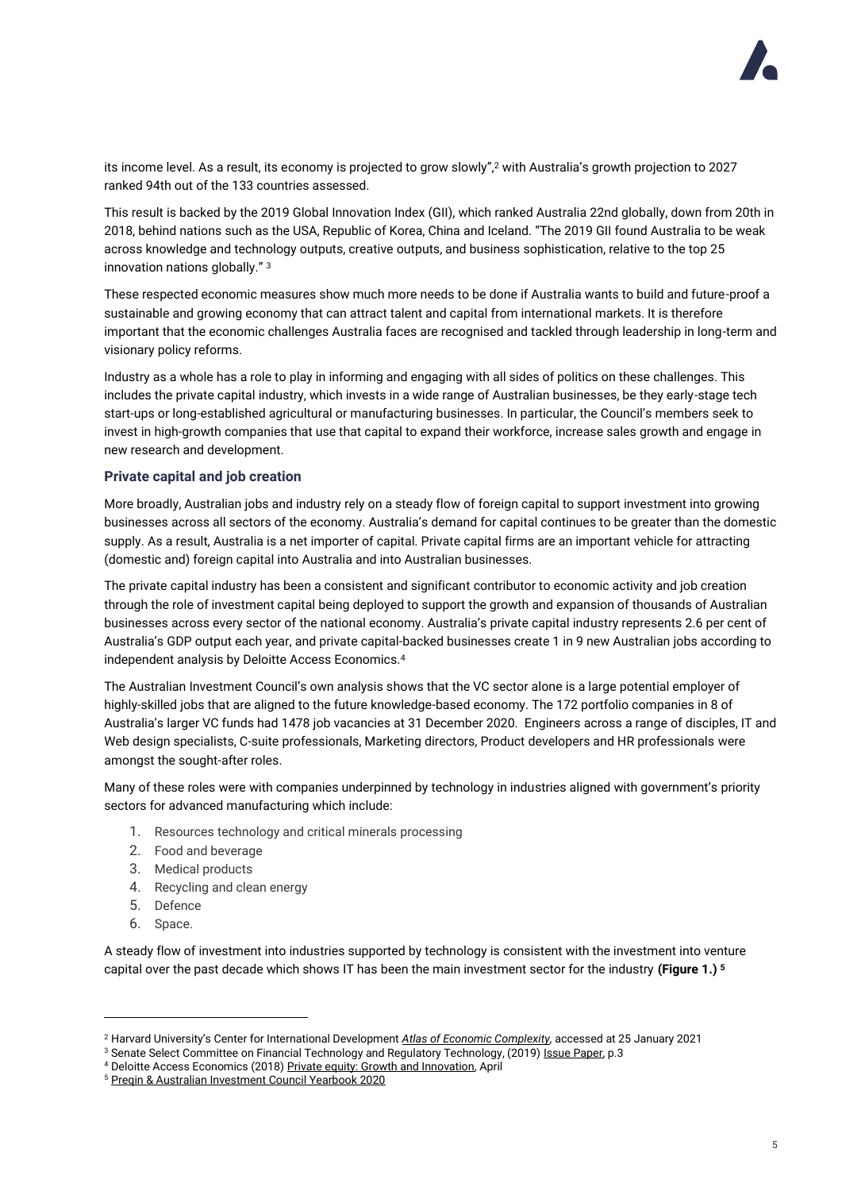its income level. As a result, its economy is projected to grow slowly",[2] with Australia's growth projection to 2027 ranked 94th out of the 133 countries assessed.

This result is backed by the 2019 Global Innovation Index (GII), which ranked Australia 22nd globally, down from 20th in 2018, behind nations such as the USA, Republic of Korea, China and Iceland. "The 2019 GII found Australia to be weak across knowledge and technology outputs, creative outputs, and business sophistication, relative to the top 25 innovation nations globally." [3]

These respected economic measures show much more needs to be done if Australia wants to build and future-proof a sustainable and growing economy that can attract talent and capital from international markets. It is therefore important that the economic challenges Australia faces are recognised and tackled through leadership in long-term and visionary policy reforms.

Industry as a whole has a role to play in informing and engaging with all sides of politics on these challenges. This includes the private capital industry, which invests in a wide range of Australian businesses, be they early-stage tech start-ups or long-established agricultural or manufacturing businesses. In particular, the Council's members seek to invest in high-growth companies that use that capital to expand their workforce, increase sales growth and engage in new research and development.

### Private capital and job creation

More broadly, Australian jobs and industry rely on a steady flow of foreign capital to support investment into growing businesses across all sectors of the economy. Australia's demand for capital continues to be greater than the domestic supply. As a result, Australia is a net importer of capital. Private capital firms are an important vehicle for attracting (domestic and) foreign capital into Australia and into Australian businesses.

The private capital industry has been a consistent and significant contributor to economic activity and job creation through the role of investment capital being deployed to support the growth and expansion of thousands of Australian businesses across every sector of the national economy. Australia's private capital industry represents 2.6 per cent of Australia's GDP output each year, and private capital-backed businesses create 1 in 9 new Australian jobs according to independent analysis by Deloitte Access Economics.[4]

The Australian Investment Council's own analysis shows that the VC sector alone is a large potential employer of highly-skilled jobs that are aligned to the future knowledge-based economy. The 172 portfolio companies in 8 of Australia's larger VC funds had 1478 job vacancies at 31 December 2020. Engineers across a range of disciples, IT and Web design specialists, C-suite professionals, Marketing directors, Product developers and HR professionals were amongst the sought-after roles.

Many of these roles were with companies underpinned by technology in industries aligned with government's priority sectors for advanced manufacturing which include:

1. Resources technology and critical minerals processing
2. Food and beverage
3. Medical products
4. Recycling and clean energy
5. Defence
6. Space.

A steady flow of investment into industries supported by technology is consistent with the investment into venture capital over the past decade which shows IT has been the main investment sector for the industry **(Figure 1.)** [5]

---

[2] Harvard University's Center for International Development *Atlas of Economic Complexity*, accessed at 25 January 2021

[3] Senate Select Committee on Financial Technology and Regulatory Technology, (2019) Issue Paper, p.3

[4] Deloitte Access Economics (2018) Private equity: Growth and Innovation, April

[5] Preqin & Australian Investment Council Yearbook 2020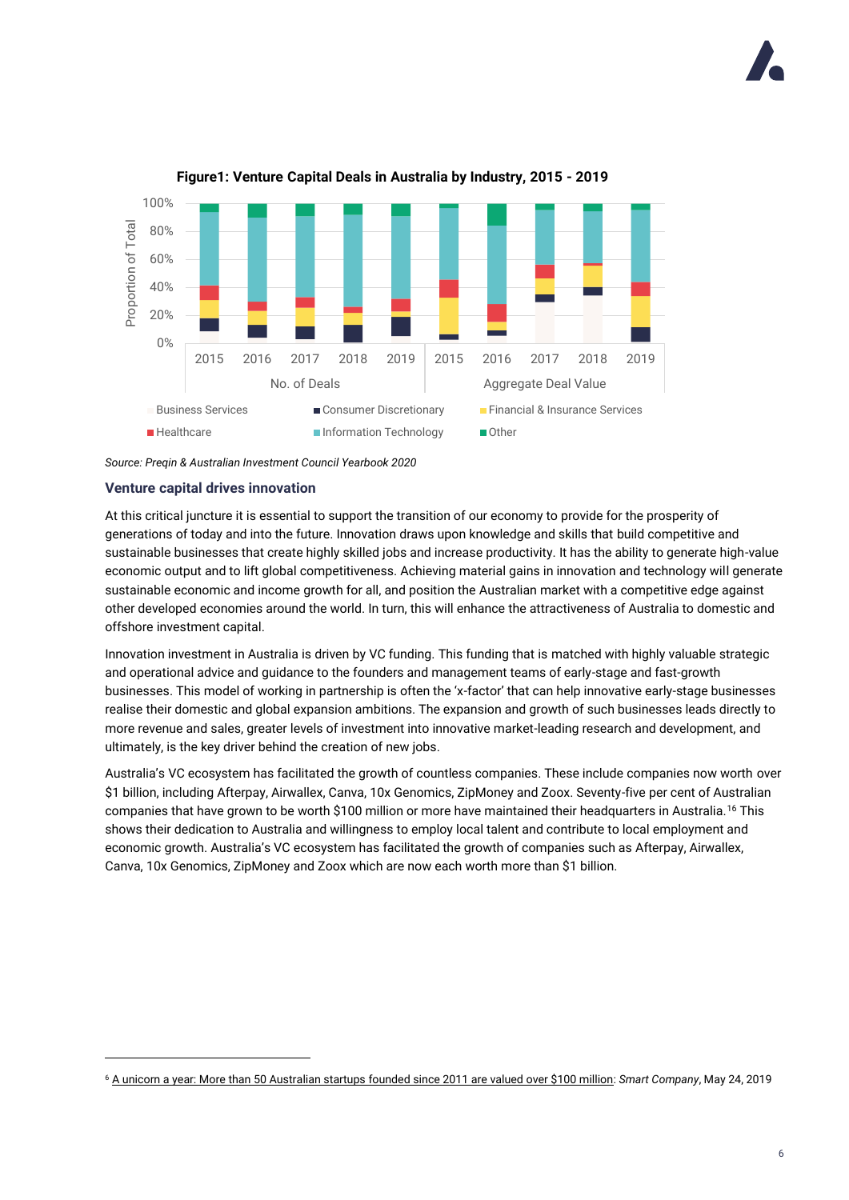**Figure1: Venture Capital Deals in Australia by Industry, 2015 - 2019**

*Source: Preqin & Australian Investment Council Yearbook 2020*

## Venture capital drives innovation

At this critical juncture it is essential to support the transition of our economy to provide for the prosperity of generations of today and into the future. Innovation draws upon knowledge and skills that build competitive and sustainable businesses that create highly skilled jobs and increase productivity. It has the ability to generate high-value economic output and to lift global competitiveness. Achieving material gains in innovation and technology will generate sustainable economic and income growth for all, and position the Australian market with a competitive edge against other developed economies around the world. In turn, this will enhance the attractiveness of Australia to domestic and offshore investment capital.

Innovation investment in Australia is driven by VC funding. This funding that is matched with highly valuable strategic and operational advice and guidance to the founders and management teams of early-stage and fast-growth businesses. This model of working in partnership is often the 'x-factor' that can help innovative early-stage businesses realise their domestic and global expansion ambitions. The expansion and growth of such businesses leads directly to more revenue and sales, greater levels of investment into innovative market-leading research and development, and ultimately, is the key driver behind the creation of new jobs.

Australia's VC ecosystem has facilitated the growth of countless companies. These include companies now worth over $1 billion, including Afterpay, Airwallex, Canva, 10x Genomics, ZipMoney and Zoox. Seventy-five per cent of Australian companies that have grown to be worth $100 million or more have maintained their headquarters in Australia.[16] This shows their dedication to Australia and willingness to employ local talent and contribute to local employment and economic growth. Australia's VC ecosystem has facilitated the growth of companies such as Afterpay, Airwallex, Canva, 10x Genomics, ZipMoney and Zoox which are now each worth more than $1 billion.

---

[6] A unicorn a year: More than 50 Australian startups founded since 2011 are valued over $100 million: *Smart Company*, May 24, 2019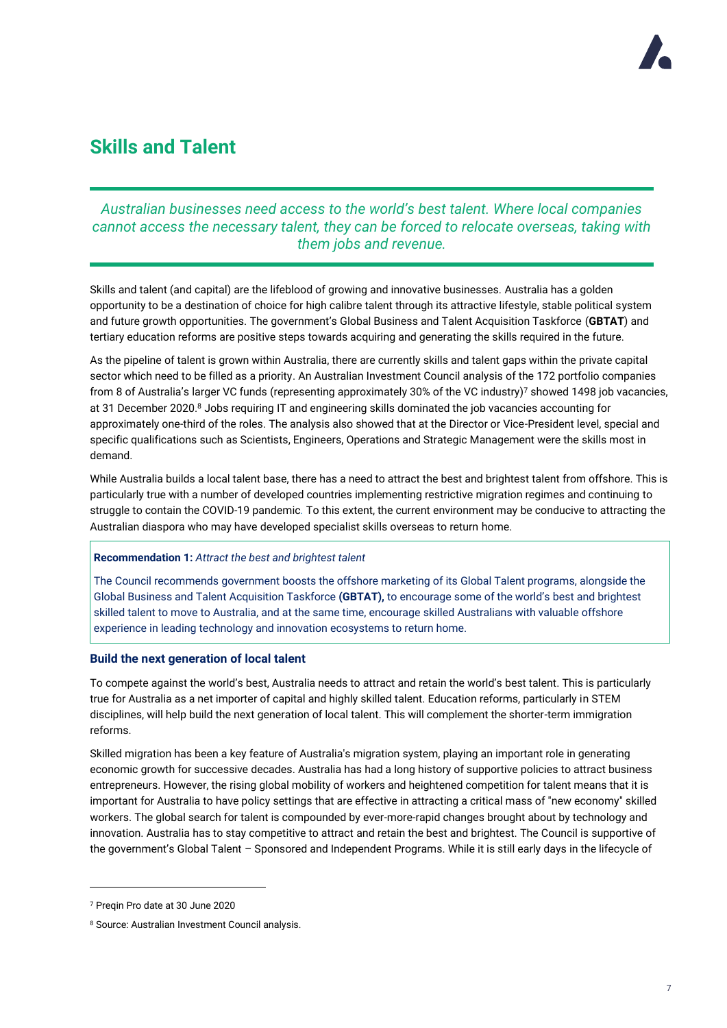## Skills and Talent

*Australian businesses need access to the world's best talent. Where local companies cannot access the necessary talent, they can be forced to relocate overseas, taking with them jobs and revenue.*

Skills and talent (and capital) are the lifeblood of growing and innovative businesses. Australia has a golden opportunity to be a destination of choice for high calibre talent through its attractive lifestyle, stable political system and future growth opportunities. The government's Global Business and Talent Acquisition Taskforce (**GBTAT**) and tertiary education reforms are positive steps towards acquiring and generating the skills required in the future.

As the pipeline of talent is grown within Australia, there are currently skills and talent gaps within the private capital sector which need to be filled as a priority. An Australian Investment Council analysis of the 172 portfolio companies from 8 of Australia's larger VC funds (representing approximately 30% of the VC industry)[7] showed 1498 job vacancies, at 31 December 2020.[8] Jobs requiring IT and engineering skills dominated the job vacancies accounting for approximately one-third of the roles. The analysis also showed that at the Director or Vice-President level, special and specific qualifications such as Scientists, Engineers, Operations and Strategic Management were the skills most in demand.

While Australia builds a local talent base, there has a need to attract the best and brightest talent from offshore. This is particularly true with a number of developed countries implementing restrictive migration regimes and continuing to struggle to contain the COVID-19 pandemic. To this extent, the current environment may be conducive to attracting the Australian diaspora who may have developed specialist skills overseas to return home.

> **Recommendation 1:** *Attract the best and brightest talent*
>
> The Council recommends government boosts the offshore marketing of its Global Talent programs, alongside the Global Business and Talent Acquisition Taskforce **(GBTAT),** to encourage some of the world's best and brightest skilled talent to move to Australia, and at the same time, encourage skilled Australians with valuable offshore experience in leading technology and innovation ecosystems to return home.

### Build the next generation of local talent

To compete against the world's best, Australia needs to attract and retain the world's best talent. This is particularly true for Australia as a net importer of capital and highly skilled talent. Education reforms, particularly in STEM disciplines, will help build the next generation of local talent. This will complement the shorter-term immigration reforms.

Skilled migration has been a key feature of Australia's migration system, playing an important role in generating economic growth for successive decades. Australia has had a long history of supportive policies to attract business entrepreneurs. However, the rising global mobility of workers and heightened competition for talent means that it is important for Australia to have policy settings that are effective in attracting a critical mass of "new economy" skilled workers. The global search for talent is compounded by ever-more-rapid changes brought about by technology and innovation. Australia has to stay competitive to attract and retain the best and brightest. The Council is supportive of the government's Global Talent – Sponsored and Independent Programs. While it is still early days in the lifecycle of

---

[7] Preqin Pro date at 30 June 2020

[8] Source: Australian Investment Council analysis.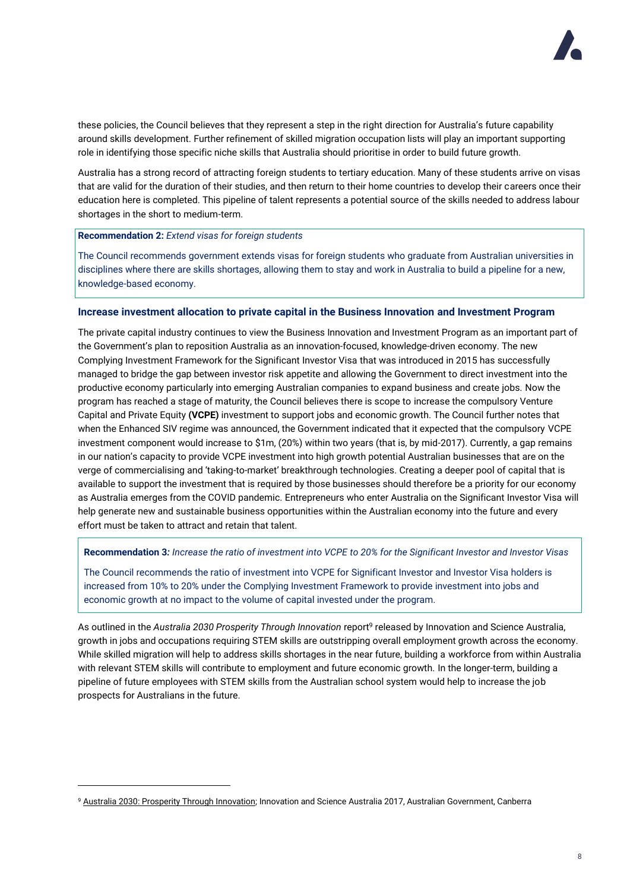these policies, the Council believes that they represent a step in the right direction for Australia's future capability around skills development. Further refinement of skilled migration occupation lists will play an important supporting role in identifying those specific niche skills that Australia should prioritise in order to build future growth.

Australia has a strong record of attracting foreign students to tertiary education. Many of these students arrive on visas that are valid for the duration of their studies, and then return to their home countries to develop their careers once their education here is completed. This pipeline of talent represents a potential source of the skills needed to address labour shortages in the short to medium-term.

> **Recommendation 2:** *Extend visas for foreign students*
>
> The Council recommends government extends visas for foreign students who graduate from Australian universities in disciplines where there are skills shortages, allowing them to stay and work in Australia to build a pipeline for a new, knowledge-based economy.

### Increase investment allocation to private capital in the Business Innovation and Investment Program

The private capital industry continues to view the Business Innovation and Investment Program as an important part of the Government's plan to reposition Australia as an innovation-focused, knowledge-driven economy. The new Complying Investment Framework for the Significant Investor Visa that was introduced in 2015 has successfully managed to bridge the gap between investor risk appetite and allowing the Government to direct investment into the productive economy particularly into emerging Australian companies to expand business and create jobs. Now the program has reached a stage of maturity, the Council believes there is scope to increase the compulsory Venture Capital and Private Equity **(VCPE)** investment to support jobs and economic growth. The Council further notes that when the Enhanced SIV regime was announced, the Government indicated that it expected that the compulsory VCPE investment component would increase to $1m, (20%) within two years (that is, by mid-2017). Currently, a gap remains in our nation's capacity to provide VCPE investment into high growth potential Australian businesses that are on the verge of commercialising and 'taking-to-market' breakthrough technologies. Creating a deeper pool of capital that is available to support the investment that is required by those businesses should therefore be a priority for our economy as Australia emerges from the COVID pandemic. Entrepreneurs who enter Australia on the Significant Investor Visa will help generate new and sustainable business opportunities within the Australian economy into the future and every effort must be taken to attract and retain that talent.

> **Recommendation 3***: Increase the ratio of investment into VCPE to 20% for the Significant Investor and Investor Visas*
>
> The Council recommends the ratio of investment into VCPE for Significant Investor and Investor Visa holders is increased from 10% to 20% under the Complying Investment Framework to provide investment into jobs and economic growth at no impact to the volume of capital invested under the program.

As outlined in the *Australia 2030 Prosperity Through Innovation* report[9] released by Innovation and Science Australia, growth in jobs and occupations requiring STEM skills are outstripping overall employment growth across the economy. While skilled migration will help to address skills shortages in the near future, building a workforce from within Australia with relevant STEM skills will contribute to employment and future economic growth. In the longer-term, building a pipeline of future employees with STEM skills from the Australian school system would help to increase the job prospects for Australians in the future.

---

[9] Australia 2030: Prosperity Through Innovation; Innovation and Science Australia 2017, Australian Government, Canberra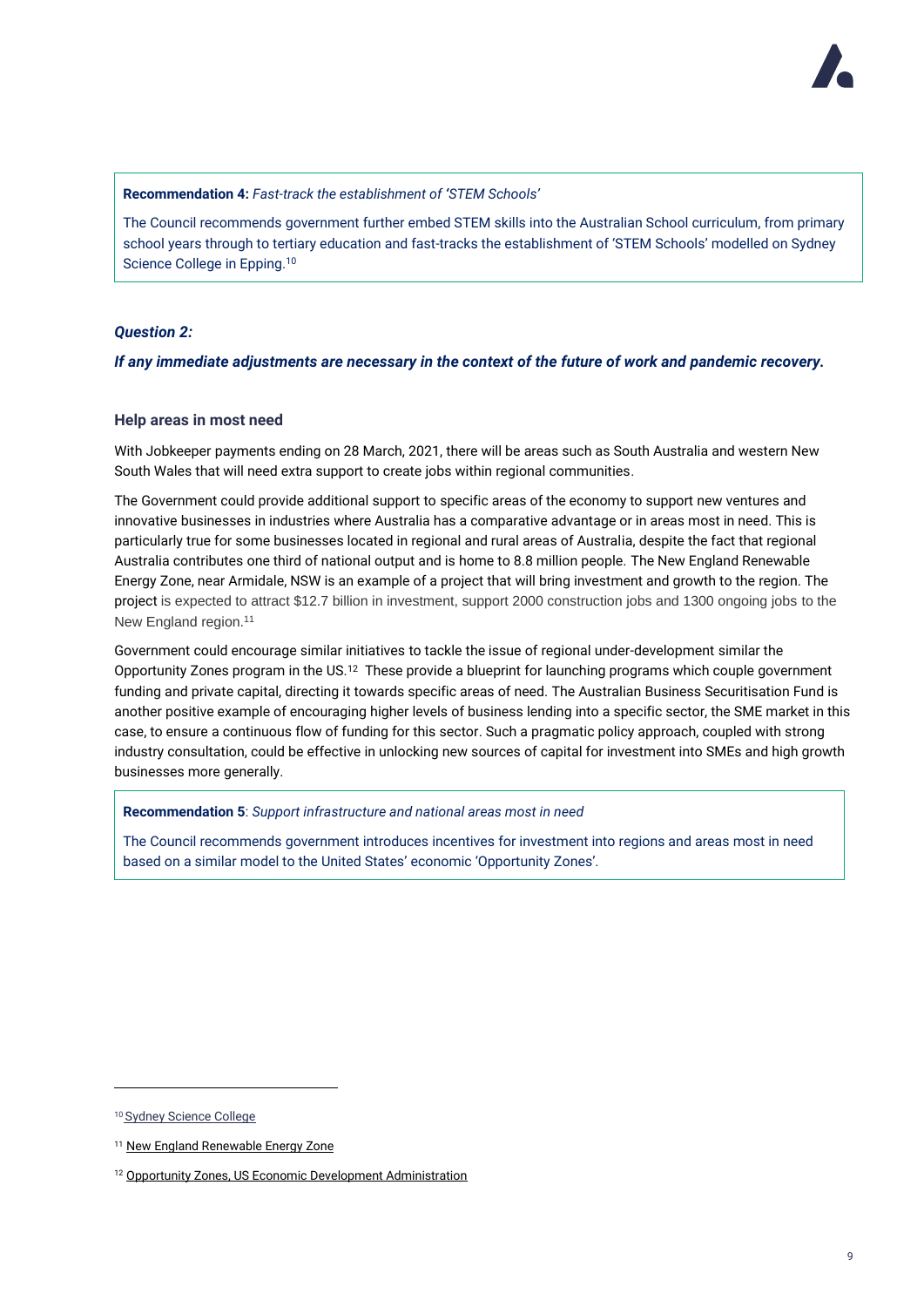**Recommendation 4:** *Fast-track the establishment of 'STEM Schools'*

The Council recommends government further embed STEM skills into the Australian School curriculum, from primary school years through to tertiary education and fast-tracks the establishment of 'STEM Schools' modelled on Sydney Science College in Epping.[10]

***Question 2:***

***If any immediate adjustments are necessary in the context of the future of work and pandemic recovery.***

### Help areas in most need

With Jobkeeper payments ending on 28 March, 2021, there will be areas such as South Australia and western New South Wales that will need extra support to create jobs within regional communities.

The Government could provide additional support to specific areas of the economy to support new ventures and innovative businesses in industries where Australia has a comparative advantage or in areas most in need. This is particularly true for some businesses located in regional and rural areas of Australia, despite the fact that regional Australia contributes one third of national output and is home to 8.8 million people. The New England Renewable Energy Zone, near Armidale, NSW is an example of a project that will bring investment and growth to the region. The project is expected to attract $12.7 billion in investment, support 2000 construction jobs and 1300 ongoing jobs to the New England region.[11]

Government could encourage similar initiatives to tackle the issue of regional under-development similar the Opportunity Zones program in the US.[12] These provide a blueprint for launching programs which couple government funding and private capital, directing it towards specific areas of need. The Australian Business Securitisation Fund is another positive example of encouraging higher levels of business lending into a specific sector, the SME market in this case, to ensure a continuous flow of funding for this sector. Such a pragmatic policy approach, coupled with strong industry consultation, could be effective in unlocking new sources of capital for investment into SMEs and high growth businesses more generally.

**Recommendation 5**: *Support infrastructure and national areas most in need*

The Council recommends government introduces incentives for investment into regions and areas most in need based on a similar model to the United States' economic 'Opportunity Zones'.

---

[10] Sydney Science College

[11] New England Renewable Energy Zone

[12] Opportunity Zones, US Economic Development Administration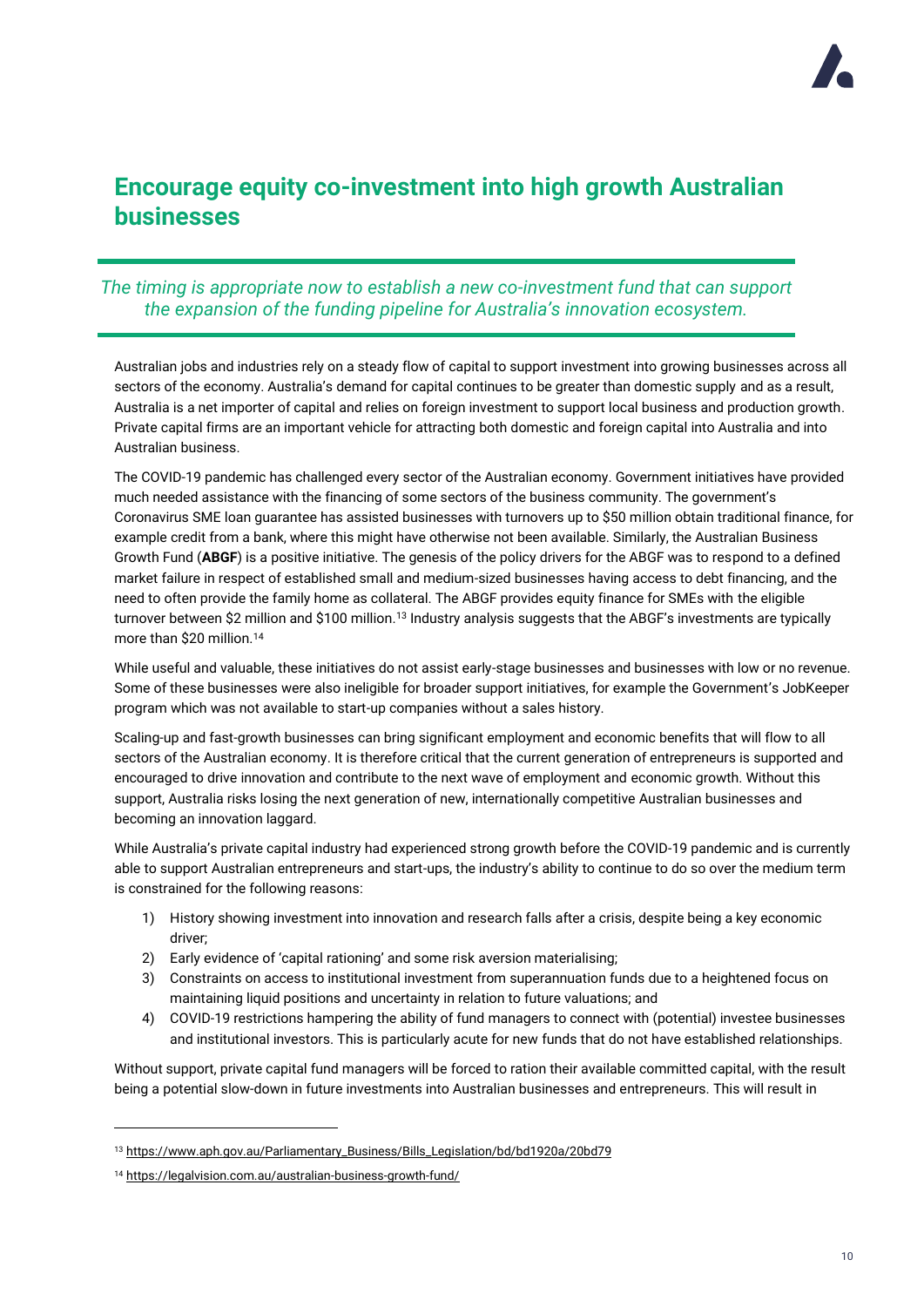# Encourage equity co-investment into high growth Australian businesses

*The timing is appropriate now to establish a new co-investment fund that can support the expansion of the funding pipeline for Australia's innovation ecosystem.*

Australian jobs and industries rely on a steady flow of capital to support investment into growing businesses across all sectors of the economy. Australia's demand for capital continues to be greater than domestic supply and as a result, Australia is a net importer of capital and relies on foreign investment to support local business and production growth. Private capital firms are an important vehicle for attracting both domestic and foreign capital into Australia and into Australian business.

The COVID-19 pandemic has challenged every sector of the Australian economy. Government initiatives have provided much needed assistance with the financing of some sectors of the business community. The government's Coronavirus SME loan guarantee has assisted businesses with turnovers up to $50 million obtain traditional finance, for example credit from a bank, where this might have otherwise not been available. Similarly, the Australian Business Growth Fund (**ABGF**) is a positive initiative. The genesis of the policy drivers for the ABGF was to respond to a defined market failure in respect of established small and medium-sized businesses having access to debt financing, and the need to often provide the family home as collateral. The ABGF provides equity finance for SMEs with the eligible turnover between $2 million and $100 million.[13] Industry analysis suggests that the ABGF's investments are typically more than $20 million.[14]

While useful and valuable, these initiatives do not assist early-stage businesses and businesses with low or no revenue. Some of these businesses were also ineligible for broader support initiatives, for example the Government's JobKeeper program which was not available to start-up companies without a sales history.

Scaling-up and fast-growth businesses can bring significant employment and economic benefits that will flow to all sectors of the Australian economy. It is therefore critical that the current generation of entrepreneurs is supported and encouraged to drive innovation and contribute to the next wave of employment and economic growth. Without this support, Australia risks losing the next generation of new, internationally competitive Australian businesses and becoming an innovation laggard.

While Australia's private capital industry had experienced strong growth before the COVID-19 pandemic and is currently able to support Australian entrepreneurs and start-ups, the industry's ability to continue to do so over the medium term is constrained for the following reasons:

1) History showing investment into innovation and research falls after a crisis, despite being a key economic driver;
2) Early evidence of 'capital rationing' and some risk aversion materialising;
3) Constraints on access to institutional investment from superannuation funds due to a heightened focus on maintaining liquid positions and uncertainty in relation to future valuations; and
4) COVID-19 restrictions hampering the ability of fund managers to connect with (potential) investee businesses and institutional investors. This is particularly acute for new funds that do not have established relationships.

Without support, private capital fund managers will be forced to ration their available committed capital, with the result being a potential slow-down in future investments into Australian businesses and entrepreneurs. This will result in

[13] https://www.aph.gov.au/Parliamentary_Business/Bills_Legislation/bd/bd1920a/20bd79

[14] https://legalvision.com.au/australian-business-growth-fund/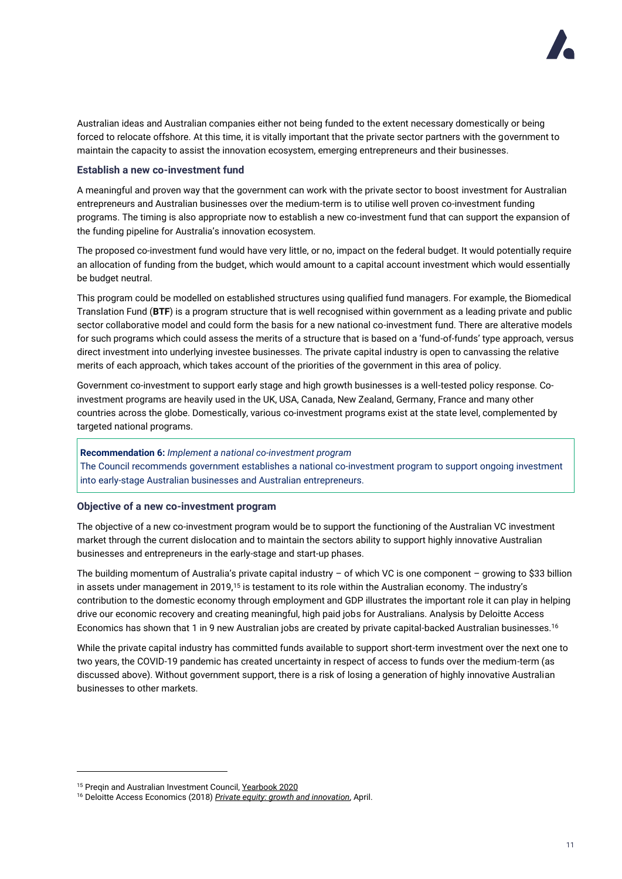Australian ideas and Australian companies either not being funded to the extent necessary domestically or being forced to relocate offshore. At this time, it is vitally important that the private sector partners with the government to maintain the capacity to assist the innovation ecosystem, emerging entrepreneurs and their businesses.

### Establish a new co-investment fund

A meaningful and proven way that the government can work with the private sector to boost investment for Australian entrepreneurs and Australian businesses over the medium-term is to utilise well proven co-investment funding programs. The timing is also appropriate now to establish a new co-investment fund that can support the expansion of the funding pipeline for Australia's innovation ecosystem.

The proposed co-investment fund would have very little, or no, impact on the federal budget. It would potentially require an allocation of funding from the budget, which would amount to a capital account investment which would essentially be budget neutral.

This program could be modelled on established structures using qualified fund managers. For example, the Biomedical Translation Fund (**BTF**) is a program structure that is well recognised within government as a leading private and public sector collaborative model and could form the basis for a new national co-investment fund. There are alterative models for such programs which could assess the merits of a structure that is based on a 'fund-of-funds' type approach, versus direct investment into underlying investee businesses. The private capital industry is open to canvassing the relative merits of each approach, which takes account of the priorities of the government in this area of policy.

Government co-investment to support early stage and high growth businesses is a well-tested policy response. Co-investment programs are heavily used in the UK, USA, Canada, New Zealand, Germany, France and many other countries across the globe. Domestically, various co-investment programs exist at the state level, complemented by targeted national programs.

> **Recommendation 6:** *Implement a national co-investment program*
> The Council recommends government establishes a national co-investment program to support ongoing investment into early-stage Australian businesses and Australian entrepreneurs.

### Objective of a new co-investment program

The objective of a new co-investment program would be to support the functioning of the Australian VC investment market through the current dislocation and to maintain the sectors ability to support highly innovative Australian businesses and entrepreneurs in the early-stage and start-up phases.

The building momentum of Australia's private capital industry – of which VC is one component – growing to $33 billion in assets under management in 2019,[15] is testament to its role within the Australian economy. The industry's contribution to the domestic economy through employment and GDP illustrates the important role it can play in helping drive our economic recovery and creating meaningful, high paid jobs for Australians. Analysis by Deloitte Access Economics has shown that 1 in 9 new Australian jobs are created by private capital-backed Australian businesses.[16]

While the private capital industry has committed funds available to support short-term investment over the next one to two years, the COVID-19 pandemic has created uncertainty in respect of access to funds over the medium-term (as discussed above). Without government support, there is a risk of losing a generation of highly innovative Australian businesses to other markets.

---

[15] Preqin and Australian Investment Council, Yearbook 2020

[16] Deloitte Access Economics (2018) *Private equity: growth and innovation*, April.